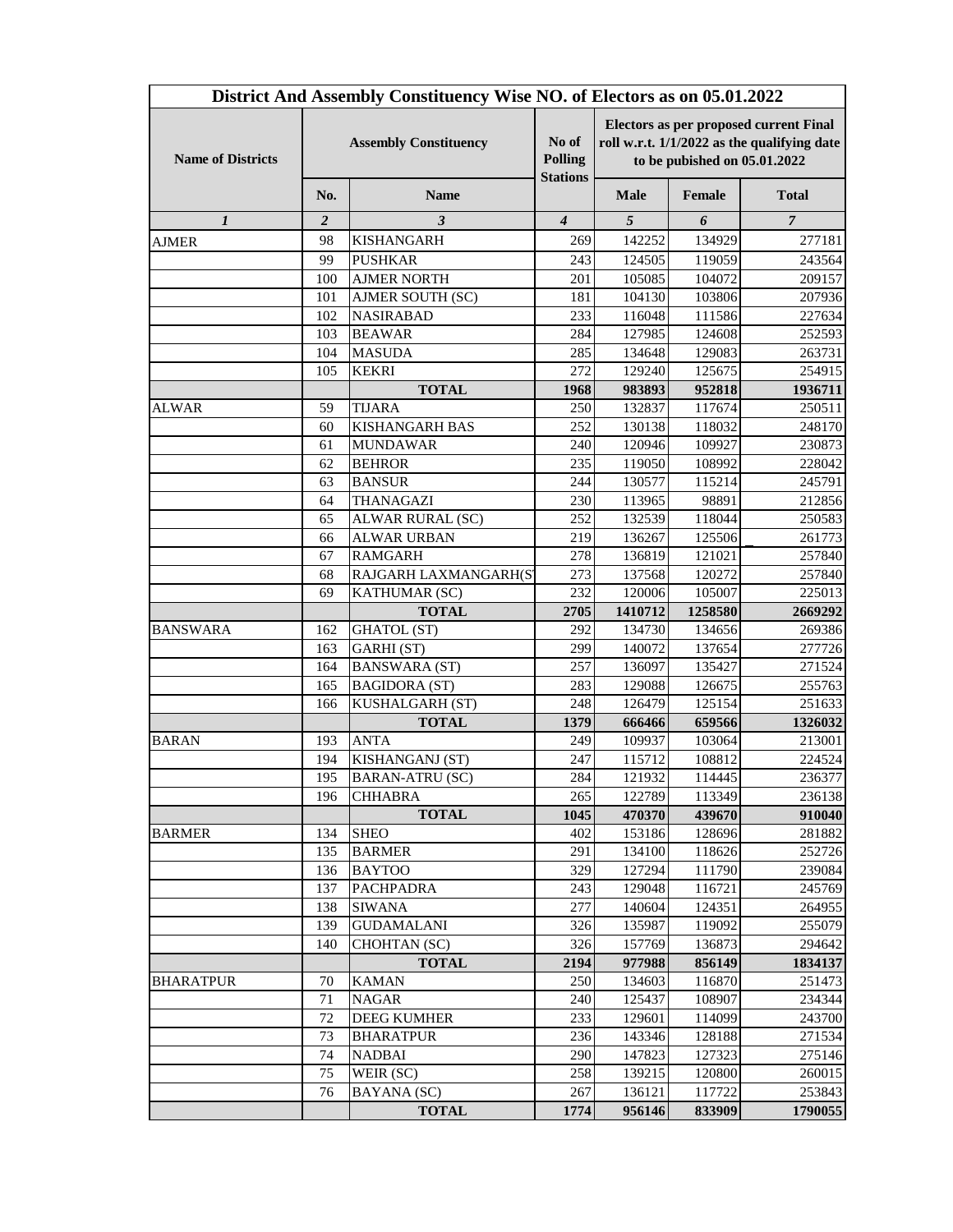# District And Assembly Constituency Wise NO. of Electors as on 05.01.2022

| Name of Districts | Assembly Constituency | | No of Polling Stations | Electors as per proposed current Final roll w.r.t. 1/1/2022 as the qualifying date to be pubished on 05.01.2022 | | |
|---|---|---|---|---|---|---|
| | No. | Name | | Male | Female | Total |
| *1* | *2* | *3* | *4* | *5* | *6* | *7* |
| AJMER | 98 | KISHANGARH | 269 | 142252 | 134929 | 277181 |
| | 99 | PUSHKAR | 243 | 124505 | 119059 | 243564 |
| | 100 | AJMER NORTH | 201 | 105085 | 104072 | 209157 |
| | 101 | AJMER SOUTH (SC) | 181 | 104130 | 103806 | 207936 |
| | 102 | NASIRABAD | 233 | 116048 | 111586 | 227634 |
| | 103 | BEAWAR | 284 | 127985 | 124608 | 252593 |
| | 104 | MASUDA | 285 | 134648 | 129083 | 263731 |
| | 105 | KEKRI | 272 | 129240 | 125675 | 254915 |
| | | **TOTAL** | **1968** | **983893** | **952818** | **1936711** |
| ALWAR | 59 | TIJARA | 250 | 132837 | 117674 | 250511 |
| | 60 | KISHANGARH BAS | 252 | 130138 | 118032 | 248170 |
| | 61 | MUNDAWAR | 240 | 120946 | 109927 | 230873 |
| | 62 | BEHROR | 235 | 119050 | 108992 | 228042 |
| | 63 | BANSUR | 244 | 130577 | 115214 | 245791 |
| | 64 | THANAGAZI | 230 | 113965 | 98891 | 212856 |
| | 65 | ALWAR RURAL (SC) | 252 | 132539 | 118044 | 250583 |
| | 66 | ALWAR URBAN | 219 | 136267 | 125506 | 261773 |
| | 67 | RAMGARH | 278 | 136819 | 121021 | 257840 |
| | 68 | RAJGARH LAXMANGARH(S | 273 | 137568 | 120272 | 257840 |
| | 69 | KATHUMAR (SC) | 232 | 120006 | 105007 | 225013 |
| | | **TOTAL** | **2705** | **1410712** | **1258580** | **2669292** |
| BANSWARA | 162 | GHATOL (ST) | 292 | 134730 | 134656 | 269386 |
| | 163 | GARHI (ST) | 299 | 140072 | 137654 | 277726 |
| | 164 | BANSWARA (ST) | 257 | 136097 | 135427 | 271524 |
| | 165 | BAGIDORA (ST) | 283 | 129088 | 126675 | 255763 |
| | 166 | KUSHALGARH (ST) | 248 | 126479 | 125154 | 251633 |
| | | **TOTAL** | **1379** | **666466** | **659566** | **1326032** |
| BARAN | 193 | ANTA | 249 | 109937 | 103064 | 213001 |
| | 194 | KISHANGANJ (ST) | 247 | 115712 | 108812 | 224524 |
| | 195 | BARAN-ATRU (SC) | 284 | 121932 | 114445 | 236377 |
| | 196 | CHHABRA | 265 | 122789 | 113349 | 236138 |
| | | **TOTAL** | **1045** | **470370** | **439670** | **910040** |
| BARMER | 134 | SHEO | 402 | 153186 | 128696 | 281882 |
| | 135 | BARMER | 291 | 134100 | 118626 | 252726 |
| | 136 | BAYTOO | 329 | 127294 | 111790 | 239084 |
| | 137 | PACHPADRA | 243 | 129048 | 116721 | 245769 |
| | 138 | SIWANA | 277 | 140604 | 124351 | 264955 |
| | 139 | GUDAMALANI | 326 | 135987 | 119092 | 255079 |
| | 140 | CHOHTAN (SC) | 326 | 157769 | 136873 | 294642 |
| | | **TOTAL** | **2194** | **977988** | **856149** | **1834137** |
| BHARATPUR | 70 | KAMAN | 250 | 134603 | 116870 | 251473 |
| | 71 | NAGAR | 240 | 125437 | 108907 | 234344 |
| | 72 | DEEG KUMHER | 233 | 129601 | 114099 | 243700 |
| | 73 | BHARATPUR | 236 | 143346 | 128188 | 271534 |
| | 74 | NADBAI | 290 | 147823 | 127323 | 275146 |
| | 75 | WEIR (SC) | 258 | 139215 | 120800 | 260015 |
| | 76 | BAYANA (SC) | 267 | 136121 | 117722 | 253843 |
| | | **TOTAL** | **1774** | **956146** | **833909** | **1790055** |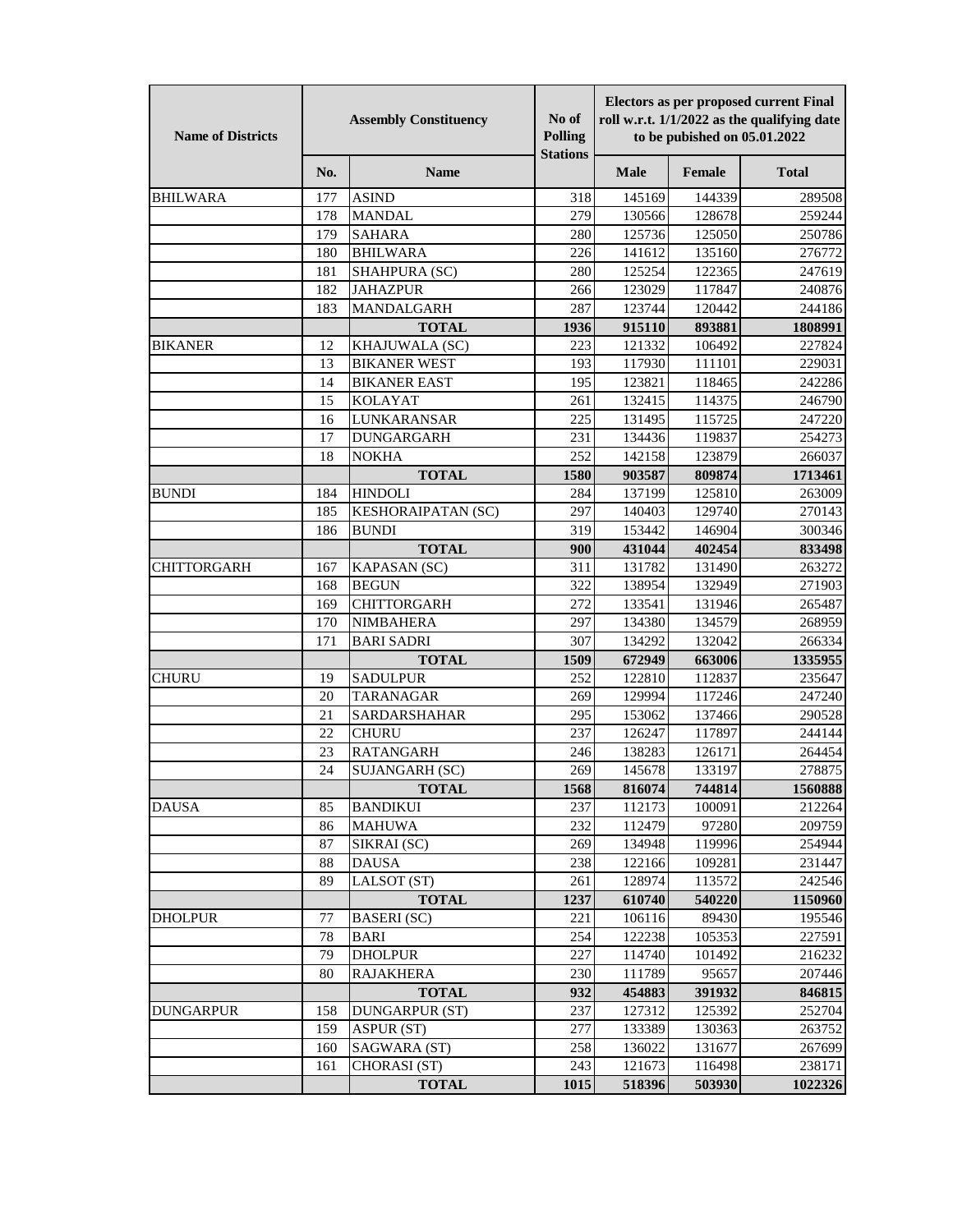| Name of Districts | Assembly Constituency | | No of Polling Stations | Electors as per proposed current Final roll w.r.t. 1/1/2022 as the qualifying date to be pubished on 05.01.2022 | | |
|---|---|---|---|---|---|---|
| | No. | Name | | Male | Female | Total |
| BHILWARA | 177 | ASIND | 318 | 145169 | 144339 | 289508 |
| | 178 | MANDAL | 279 | 130566 | 128678 | 259244 |
| | 179 | SAHARA | 280 | 125736 | 125050 | 250786 |
| | 180 | BHILWARA | 226 | 141612 | 135160 | 276772 |
| | 181 | SHAHPURA (SC) | 280 | 125254 | 122365 | 247619 |
| | 182 | JAHAZPUR | 266 | 123029 | 117847 | 240876 |
| | 183 | MANDALGARH | 287 | 123744 | 120442 | 244186 |
| | | **TOTAL** | **1936** | **915110** | **893881** | **1808991** |
| BIKANER | 12 | KHAJUWALA (SC) | 223 | 121332 | 106492 | 227824 |
| | 13 | BIKANER WEST | 193 | 117930 | 111101 | 229031 |
| | 14 | BIKANER EAST | 195 | 123821 | 118465 | 242286 |
| | 15 | KOLAYAT | 261 | 132415 | 114375 | 246790 |
| | 16 | LUNKARANSAR | 225 | 131495 | 115725 | 247220 |
| | 17 | DUNGARGARH | 231 | 134436 | 119837 | 254273 |
| | 18 | NOKHA | 252 | 142158 | 123879 | 266037 |
| | | **TOTAL** | **1580** | **903587** | **809874** | **1713461** |
| BUNDI | 184 | HINDOLI | 284 | 137199 | 125810 | 263009 |
| | 185 | KESHORAIPATAN (SC) | 297 | 140403 | 129740 | 270143 |
| | 186 | BUNDI | 319 | 153442 | 146904 | 300346 |
| | | **TOTAL** | **900** | **431044** | **402454** | **833498** |
| CHITTORGARH | 167 | KAPASAN (SC) | 311 | 131782 | 131490 | 263272 |
| | 168 | BEGUN | 322 | 138954 | 132949 | 271903 |
| | 169 | CHITTORGARH | 272 | 133541 | 131946 | 265487 |
| | 170 | NIMBAHERA | 297 | 134380 | 134579 | 268959 |
| | 171 | BARI SADRI | 307 | 134292 | 132042 | 266334 |
| | | **TOTAL** | **1509** | **672949** | **663006** | **1335955** |
| CHURU | 19 | SADULPUR | 252 | 122810 | 112837 | 235647 |
| | 20 | TARANAGAR | 269 | 129994 | 117246 | 247240 |
| | 21 | SARDARSHAHAR | 295 | 153062 | 137466 | 290528 |
| | 22 | CHURU | 237 | 126247 | 117897 | 244144 |
| | 23 | RATANGARH | 246 | 138283 | 126171 | 264454 |
| | 24 | SUJANGARH (SC) | 269 | 145678 | 133197 | 278875 |
| | | **TOTAL** | **1568** | **816074** | **744814** | **1560888** |
| DAUSA | 85 | BANDIKUI | 237 | 112173 | 100091 | 212264 |
| | 86 | MAHUWA | 232 | 112479 | 97280 | 209759 |
| | 87 | SIKRAI (SC) | 269 | 134948 | 119996 | 254944 |
| | 88 | DAUSA | 238 | 122166 | 109281 | 231447 |
| | 89 | LALSOT (ST) | 261 | 128974 | 113572 | 242546 |
| | | **TOTAL** | **1237** | **610740** | **540220** | **1150960** |
| DHOLPUR | 77 | BASERI (SC) | 221 | 106116 | 89430 | 195546 |
| | 78 | BARI | 254 | 122238 | 105353 | 227591 |
| | 79 | DHOLPUR | 227 | 114740 | 101492 | 216232 |
| | 80 | RAJAKHERA | 230 | 111789 | 95657 | 207446 |
| | | **TOTAL** | **932** | **454883** | **391932** | **846815** |
| DUNGARPUR | 158 | DUNGARPUR (ST) | 237 | 127312 | 125392 | 252704 |
| | 159 | ASPUR (ST) | 277 | 133389 | 130363 | 263752 |
| | 160 | SAGWARA (ST) | 258 | 136022 | 131677 | 267699 |
| | 161 | CHORASI (ST) | 243 | 121673 | 116498 | 238171 |
| | | **TOTAL** | **1015** | **518396** | **503930** | **1022326** |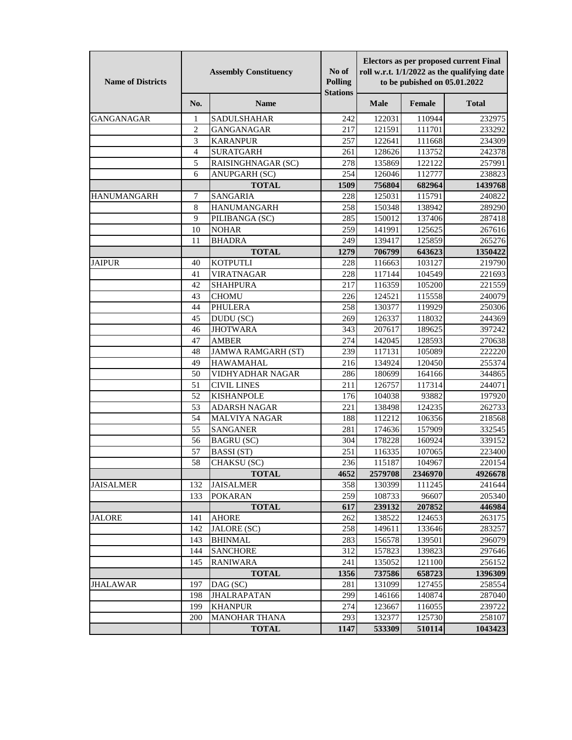| Name of Districts | Assembly Constituency | | No of Polling Stations | Electors as per proposed current Final roll w.r.t. 1/1/2022 as the qualifying date to be pubished on 05.01.2022 | | |
|---|---|---|---|---|---|---|
| | No. | Name | | Male | Female | Total |
| GANGANAGAR | 1 | SADULSHAHAR | 242 | 122031 | 110944 | 232975 |
| | 2 | GANGANAGAR | 217 | 121591 | 111701 | 233292 |
| | 3 | KARANPUR | 257 | 122641 | 111668 | 234309 |
| | 4 | SURATGARH | 261 | 128626 | 113752 | 242378 |
| | 5 | RAISINGHNAGAR (SC) | 278 | 135869 | 122122 | 257991 |
| | 6 | ANUPGARH (SC) | 254 | 126046 | 112777 | 238823 |
| | | **TOTAL** | **1509** | **756804** | **682964** | **1439768** |
| HANUMANGARH | 7 | SANGARIA | 228 | 125031 | 115791 | 240822 |
| | 8 | HANUMANGARH | 258 | 150348 | 138942 | 289290 |
| | 9 | PILIBANGA (SC) | 285 | 150012 | 137406 | 287418 |
| | 10 | NOHAR | 259 | 141991 | 125625 | 267616 |
| | 11 | BHADRA | 249 | 139417 | 125859 | 265276 |
| | | **TOTAL** | **1279** | **706799** | **643623** | **1350422** |
| JAIPUR | 40 | KOTPUTLI | 228 | 116663 | 103127 | 219790 |
| | 41 | VIRATNAGAR | 228 | 117144 | 104549 | 221693 |
| | 42 | SHAHPURA | 217 | 116359 | 105200 | 221559 |
| | 43 | CHOMU | 226 | 124521 | 115558 | 240079 |
| | 44 | PHULERA | 258 | 130377 | 119929 | 250306 |
| | 45 | DUDU (SC) | 269 | 126337 | 118032 | 244369 |
| | 46 | JHOTWARA | 343 | 207617 | 189625 | 397242 |
| | 47 | AMBER | 274 | 142045 | 128593 | 270638 |
| | 48 | JAMWA RAMGARH (ST) | 239 | 117131 | 105089 | 222220 |
| | 49 | HAWAMAHAL | 216 | 134924 | 120450 | 255374 |
| | 50 | VIDHYADHAR NAGAR | 286 | 180699 | 164166 | 344865 |
| | 51 | CIVIL LINES | 211 | 126757 | 117314 | 244071 |
| | 52 | KISHANPOLE | 176 | 104038 | 93882 | 197920 |
| | 53 | ADARSH NAGAR | 221 | 138498 | 124235 | 262733 |
| | 54 | MALVIYA NAGAR | 188 | 112212 | 106356 | 218568 |
| | 55 | SANGANER | 281 | 174636 | 157909 | 332545 |
| | 56 | BAGRU (SC) | 304 | 178228 | 160924 | 339152 |
| | 57 | BASSI (ST) | 251 | 116335 | 107065 | 223400 |
| | 58 | CHAKSU (SC) | 236 | 115187 | 104967 | 220154 |
| | | **TOTAL** | **4652** | **2579708** | **2346970** | **4926678** |
| JAISALMER | 132 | JAISALMER | 358 | 130399 | 111245 | 241644 |
| | 133 | POKARAN | 259 | 108733 | 96607 | 205340 |
| | | **TOTAL** | **617** | **239132** | **207852** | **446984** |
| JALORE | 141 | AHORE | 262 | 138522 | 124653 | 263175 |
| | 142 | JALORE (SC) | 258 | 149611 | 133646 | 283257 |
| | 143 | BHINMAL | 283 | 156578 | 139501 | 296079 |
| | 144 | SANCHORE | 312 | 157823 | 139823 | 297646 |
| | 145 | RANIWARA | 241 | 135052 | 121100 | 256152 |
| | | **TOTAL** | **1356** | **737586** | **658723** | **1396309** |
| JHALAWAR | 197 | DAG (SC) | 281 | 131099 | 127455 | 258554 |
| | 198 | JHALRAPATAN | 299 | 146166 | 140874 | 287040 |
| | 199 | KHANPUR | 274 | 123667 | 116055 | 239722 |
| | 200 | MANOHAR THANA | 293 | 132377 | 125730 | 258107 |
| | | **TOTAL** | **1147** | **533309** | **510114** | **1043423** |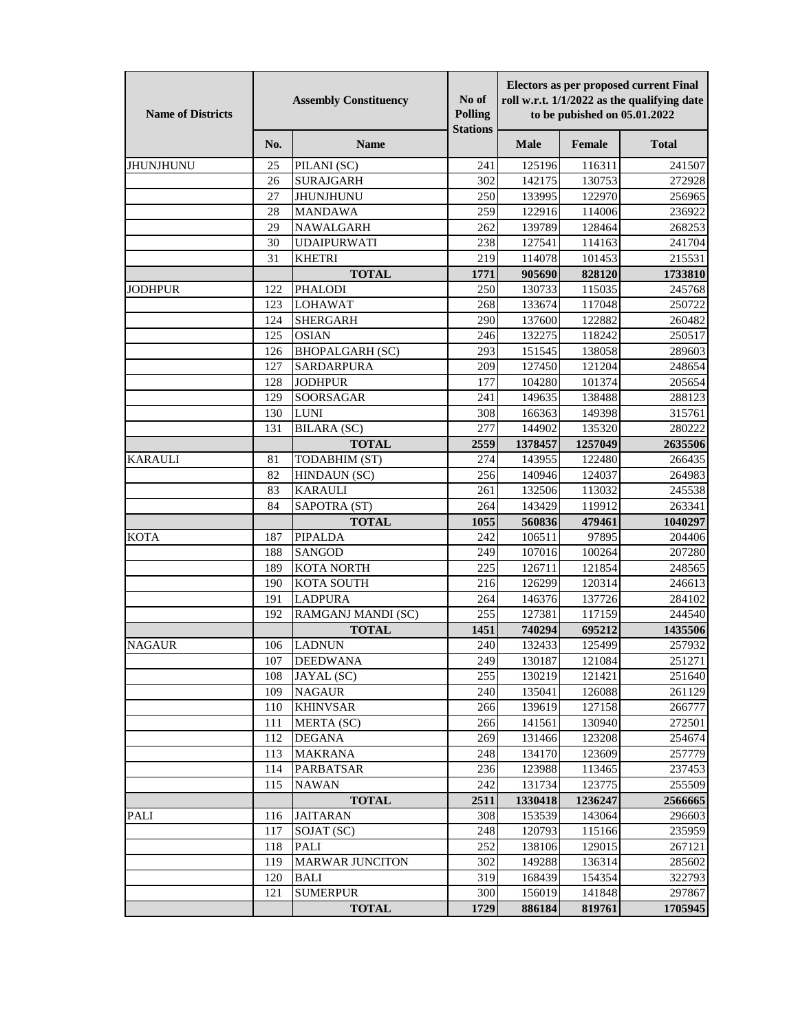| Name of Districts | Assembly Constituency | | No of Polling Stations | Electors as per proposed current Final roll w.r.t. 1/1/2022 as the qualifying date to be pubished on 05.01.2022 | | |
|---|---|---|---|---|---|---|
| | No. | Name | | Male | Female | Total |
| JHUNJHUNU | 25 | PILANI (SC) | 241 | 125196 | 116311 | 241507 |
| | 26 | SURAJGARH | 302 | 142175 | 130753 | 272928 |
| | 27 | JHUNJHUNU | 250 | 133995 | 122970 | 256965 |
| | 28 | MANDAWA | 259 | 122916 | 114006 | 236922 |
| | 29 | NAWALGARH | 262 | 139789 | 128464 | 268253 |
| | 30 | UDAIPURWATI | 238 | 127541 | 114163 | 241704 |
| | 31 | KHETRI | 219 | 114078 | 101453 | 215531 |
| | | **TOTAL** | **1771** | **905690** | **828120** | **1733810** |
| JODHPUR | 122 | PHALODI | 250 | 130733 | 115035 | 245768 |
| | 123 | LOHAWAT | 268 | 133674 | 117048 | 250722 |
| | 124 | SHERGARH | 290 | 137600 | 122882 | 260482 |
| | 125 | OSIAN | 246 | 132275 | 118242 | 250517 |
| | 126 | BHOPALGARH (SC) | 293 | 151545 | 138058 | 289603 |
| | 127 | SARDARPURA | 209 | 127450 | 121204 | 248654 |
| | 128 | JODHPUR | 177 | 104280 | 101374 | 205654 |
| | 129 | SOORSAGAR | 241 | 149635 | 138488 | 288123 |
| | 130 | LUNI | 308 | 166363 | 149398 | 315761 |
| | 131 | BILARA (SC) | 277 | 144902 | 135320 | 280222 |
| | | **TOTAL** | **2559** | **1378457** | **1257049** | **2635506** |
| KARAULI | 81 | TODABHIM (ST) | 274 | 143955 | 122480 | 266435 |
| | 82 | HINDAUN (SC) | 256 | 140946 | 124037 | 264983 |
| | 83 | KARAULI | 261 | 132506 | 113032 | 245538 |
| | 84 | SAPOTRA (ST) | 264 | 143429 | 119912 | 263341 |
| | | **TOTAL** | **1055** | **560836** | **479461** | **1040297** |
| KOTA | 187 | PIPALDA | 242 | 106511 | 97895 | 204406 |
| | 188 | SANGOD | 249 | 107016 | 100264 | 207280 |
| | 189 | KOTA NORTH | 225 | 126711 | 121854 | 248565 |
| | 190 | KOTA SOUTH | 216 | 126299 | 120314 | 246613 |
| | 191 | LADPURA | 264 | 146376 | 137726 | 284102 |
| | 192 | RAMGANJ MANDI (SC) | 255 | 127381 | 117159 | 244540 |
| | | **TOTAL** | **1451** | **740294** | **695212** | **1435506** |
| NAGAUR | 106 | LADNUN | 240 | 132433 | 125499 | 257932 |
| | 107 | DEEDWANA | 249 | 130187 | 121084 | 251271 |
| | 108 | JAYAL (SC) | 255 | 130219 | 121421 | 251640 |
| | 109 | NAGAUR | 240 | 135041 | 126088 | 261129 |
| | 110 | KHINVSAR | 266 | 139619 | 127158 | 266777 |
| | 111 | MERTA (SC) | 266 | 141561 | 130940 | 272501 |
| | 112 | DEGANA | 269 | 131466 | 123208 | 254674 |
| | 113 | MAKRANA | 248 | 134170 | 123609 | 257779 |
| | 114 | PARBATSAR | 236 | 123988 | 113465 | 237453 |
| | 115 | NAWAN | 242 | 131734 | 123775 | 255509 |
| | | **TOTAL** | **2511** | **1330418** | **1236247** | **2566665** |
| PALI | 116 | JAITARAN | 308 | 153539 | 143064 | 296603 |
| | 117 | SOJAT (SC) | 248 | 120793 | 115166 | 235959 |
| | 118 | PALI | 252 | 138106 | 129015 | 267121 |
| | 119 | MARWAR JUNCITON | 302 | 149288 | 136314 | 285602 |
| | 120 | BALI | 319 | 168439 | 154354 | 322793 |
| | 121 | SUMERPUR | 300 | 156019 | 141848 | 297867 |
| | | **TOTAL** | **1729** | **886184** | **819761** | **1705945** |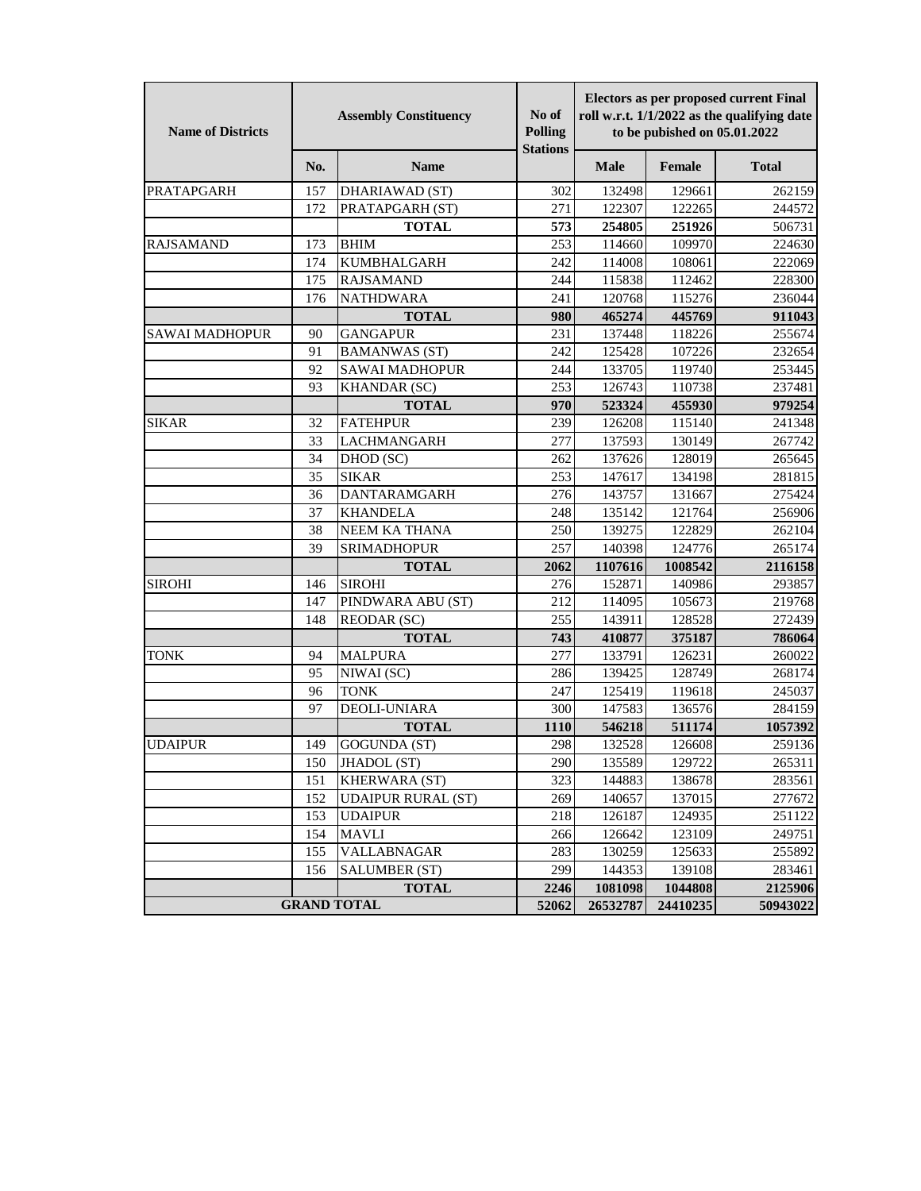| Name of Districts | Assembly Constituency | | No of Polling Stations | Electors as per proposed current Final roll w.r.t. 1/1/2022 as the qualifying date to be pubished on 05.01.2022 | | |
|---|---|---|---|---|---|---|
| | No. | Name | | Male | Female | Total |
| PRATAPGARH | 157 | DHARIAWAD (ST) | 302 | 132498 | 129661 | 262159 |
| | 172 | PRATAPGARH (ST) | 271 | 122307 | 122265 | 244572 |
| | | **TOTAL** | **573** | **254805** | **251926** | 506731 |
| RAJSAMAND | 173 | BHIM | 253 | 114660 | 109970 | 224630 |
| | 174 | KUMBHALGARH | 242 | 114008 | 108061 | 222069 |
| | 175 | RAJSAMAND | 244 | 115838 | 112462 | 228300 |
| | 176 | NATHDWARA | 241 | 120768 | 115276 | 236044 |
| | | **TOTAL** | **980** | **465274** | **445769** | **911043** |
| SAWAI MADHOPUR | 90 | GANGAPUR | 231 | 137448 | 118226 | 255674 |
| | 91 | BAMANWAS (ST) | 242 | 125428 | 107226 | 232654 |
| | 92 | SAWAI MADHOPUR | 244 | 133705 | 119740 | 253445 |
| | 93 | KHANDAR (SC) | 253 | 126743 | 110738 | 237481 |
| | | **TOTAL** | **970** | **523324** | **455930** | **979254** |
| SIKAR | 32 | FATEHPUR | 239 | 126208 | 115140 | 241348 |
| | 33 | LACHMANGARH | 277 | 137593 | 130149 | 267742 |
| | 34 | DHOD (SC) | 262 | 137626 | 128019 | 265645 |
| | 35 | SIKAR | 253 | 147617 | 134198 | 281815 |
| | 36 | DANTARAMGARH | 276 | 143757 | 131667 | 275424 |
| | 37 | KHANDELA | 248 | 135142 | 121764 | 256906 |
| | 38 | NEEM KA THANA | 250 | 139275 | 122829 | 262104 |
| | 39 | SRIMADHOPUR | 257 | 140398 | 124776 | 265174 |
| | | **TOTAL** | **2062** | **1107616** | **1008542** | **2116158** |
| SIROHI | 146 | SIROHI | 276 | 152871 | 140986 | 293857 |
| | 147 | PINDWARA ABU (ST) | 212 | 114095 | 105673 | 219768 |
| | 148 | REODAR (SC) | 255 | 143911 | 128528 | 272439 |
| | | **TOTAL** | **743** | **410877** | **375187** | **786064** |
| TONK | 94 | MALPURA | 277 | 133791 | 126231 | 260022 |
| | 95 | NIWAI (SC) | 286 | 139425 | 128749 | 268174 |
| | 96 | TONK | 247 | 125419 | 119618 | 245037 |
| | 97 | DEOLI-UNIARA | 300 | 147583 | 136576 | 284159 |
| | | **TOTAL** | **1110** | **546218** | **511174** | **1057392** |
| UDAIPUR | 149 | GOGUNDA (ST) | 298 | 132528 | 126608 | 259136 |
| | 150 | JHADOL (ST) | 290 | 135589 | 129722 | 265311 |
| | 151 | KHERWARA (ST) | 323 | 144883 | 138678 | 283561 |
| | 152 | UDAIPUR RURAL (ST) | 269 | 140657 | 137015 | 277672 |
| | 153 | UDAIPUR | 218 | 126187 | 124935 | 251122 |
| | 154 | MAVLI | 266 | 126642 | 123109 | 249751 |
| | 155 | VALLABNAGAR | 283 | 130259 | 125633 | 255892 |
| | 156 | SALUMBER (ST) | 299 | 144353 | 139108 | 283461 |
| | | **TOTAL** | **2246** | **1081098** | **1044808** | **2125906** |
| **GRAND TOTAL** | | | **52062** | **26532787** | **24410235** | **50943022** |